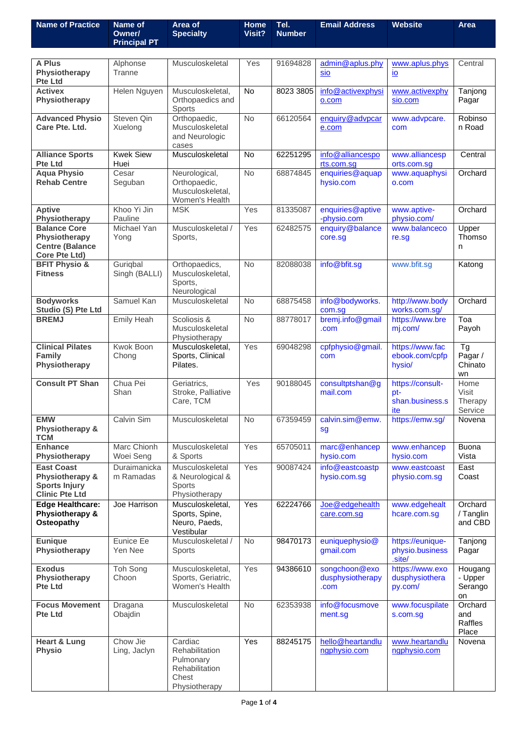| Name of Practice | Name of Owner/ Principal PT | Area of Specialty | Home Visit? | Tel. Number | Email Address | Website | Area |
|---|---|---|---|---|---|---|---|
| **A Plus Physiotherapy Pte Ltd** | Alphonse Tranne | Musculoskeletal | Yes | 91694828 | admin@aplus.physio | www.aplus.physio | Central |
| **Activex Physiotherapy** | Helen Nguyen | Musculoskeletal, Orthopaedics and Sports | No | 8023 3805 | info@activexphysio.com | www.activexphysio.com | Tanjong Pagar |
| **Advanced Physio Care Pte. Ltd.** | Steven Qin Xuelong | Orthopaedic, Musculoskeletal and Neurologic cases | No | 66120564 | enquiry@advpcare.com | www.advpcare.com | Robinson Road |
| **Alliance Sports Pte Ltd** | Kwek Siew Huei | Musculoskeletal | No | 62251295 | info@alliancesports.com.sg | www.alliancesports.com.sg | Central |
| **Aqua Physio Rehab Centre** | Cesar Seguban | Neurological, Orthopaedic, Musculoskeletal, Women's Health | No | 68874845 | enquiries@aquaphysio.com | www.aquaphysio.com | Orchard |
| **Aptive Physiotherapy** | Khoo Yi Jin Pauline | MSK | Yes | 81335087 | enquiries@aptive-physio.com | www.aptive-physio.com/ | Orchard |
| **Balance Core Physiotherapy Centre (Balance Core Pte Ltd)** | Michael Yan Yong | Musculoskeletal / Sports, | Yes | 62482575 | enquiry@balancecore.sg | www.balancecore.sg | Upper Thomson |
| **BFIT Physio & Fitness** | Guriqbal Singh (BALLI) | Orthopaedics, Musculoskeletal, Sports, Neurological | No | 82088038 | info@bfit.sg | www.bfit.sg | Katong |
| **Bodyworks Studio (S) Pte Ltd** | Samuel Kan | Musculoskeletal | No | 68875458 | info@bodyworks.com.sg | http://www.bodyworks.com.sg/ | Orchard |
| **BREMJ** | Emily Heah | Scoliosis & Musculoskeletal Physiotherapy | No | 88778017 | bremj.info@gmail.com | https://www.bremj.com/ | Toa Payoh |
| **Clinical Pilates Family Physiotherapy** | Kwok Boon Chong | Musculoskeletal, Sports, Clinical Pilates. | Yes | 69048298 | cpfphysio@gmail.com | https://www.facebook.com/cpfphysio/ | Tg Pagar / Chinatown |
| **Consult PT Shan** | Chua Pei Shan | Geriatrics, Stroke, Palliative Care, TCM | Yes | 90188045 | consultptshan@gmail.com | https://consult-pt-shan.business.site | Home Visit Therapy Service |
| **EMW Physiotherapy & TCM** | Calvin Sim | Musculoskeletal | No | 67359459 | calvin.sim@emw.sg | https://emw.sg/ | Novena |
| **Enhance Physiotherapy** | Marc Chionh Woei Seng | Musculoskeletal & Sports | Yes | 65705011 | marc@enhancephysio.com | www.enhancephysio.com | Buona Vista |
| **East Coast Physiotherapy & Sports Injury Clinic Pte Ltd** | Duraimanickam Ramadas | Musculoskeletal & Neurological & Sports Physiotherapy | Yes | 90087424 | info@eastcoastphysio.com.sg | www.eastcoastphysio.com.sg | East Coast |
| **Edge Healthcare: Physiotherapy & Osteopathy** | Joe Harrison | Musculoskeletal, Sports, Spine, Neuro, Paeds, Vestibular | Yes | 62224766 | Joe@edgehealthcare.com.sg | www.edgehealthcare.com.sg | Orchard / Tanglin and CBD |
| **Eunique Physiotherapy** | Eunice Ee Yen Nee | Musculoskeletal / Sports | No | 98470173 | euniquephysio@gmail.com | https://eunique-physio.business.site/ | Tanjong Pagar |
| **Exodus Physiotherapy Pte Ltd** | Toh Song Choon | Musculoskeletal, Sports, Geriatric, Women's Health | Yes | 94386610 | songchoon@exodusphysiotherapy.com | https://www.exodusphysiotherapy.com/ | Hougang - Upper Serangoon |
| **Focus Movement Pte Ltd** | Dragana Obajdin | Musculoskeletal | No | 62353938 | info@focusmovement.sg | www.focuspilates.com.sg | Orchard and Raffles Place |
| **Heart & Lung Physio** | Chow Jie Ling, Jaclyn | Cardiac Rehabilitation Pulmonary Rehabilitation Chest Physiotherapy | Yes | 88245175 | hello@heartandlungphysio.com | www.heartandlungphysio.com | Novena |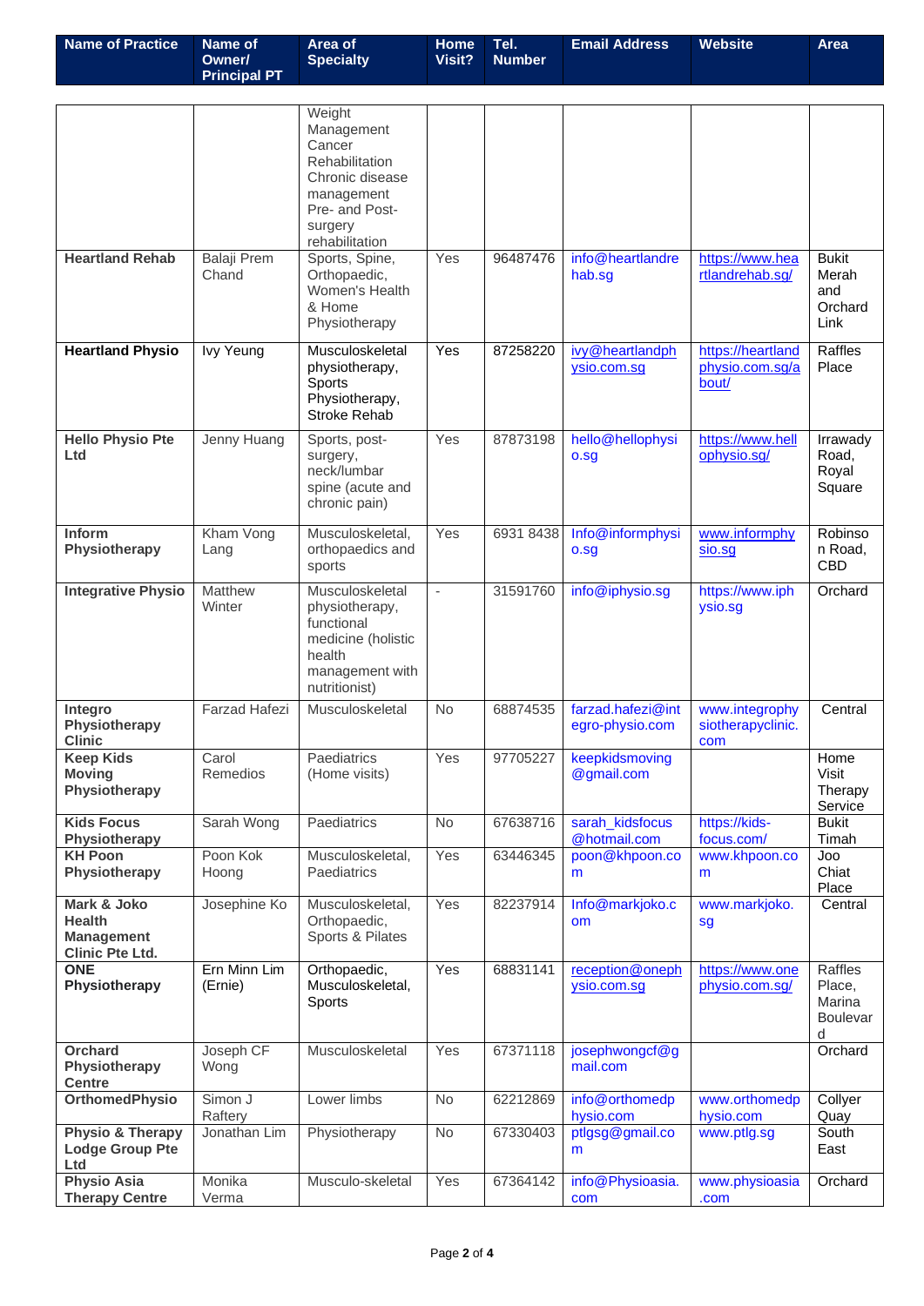| Name of Practice | Name of Owner/ Principal PT | Area of Specialty | Home Visit? | Tel. Number | Email Address | Website | Area |
|---|---|---|---|---|---|---|---|
| | | Weight Management Cancer Rehabilitation Chronic disease management Pre- and Post-surgery rehabilitation | | | | | |
| **Heartland Rehab** | Balaji Prem Chand | Sports, Spine, Orthopaedic, Women's Health & Home Physiotherapy | Yes | 96487476 | info@heartlandrehab.sg | https://www.heartlandrehab.sg/ | Bukit Merah and Orchard Link |
| **Heartland Physio** | Ivy Yeung | Musculoskeletal physiotherapy, Sports Physiotherapy, Stroke Rehab | Yes | 87258220 | ivy@heartlandphysio.com.sg | https://heartlandphysio.com.sg/about/ | Raffles Place |
| **Hello Physio Pte Ltd** | Jenny Huang | Sports, post-surgery, neck/lumbar spine (acute and chronic pain) | Yes | 87873198 | hello@hellophysio.sg | https://www.hellophysio.sg/ | Irrawady Road, Royal Square |
| **Inform Physiotherapy** | Kham Vong Lang | Musculoskeletal, orthopaedics and sports | Yes | 6931 8438 | Info@informphysio.sg | www.informphysio.sg | Robinson Road, CBD |
| **Integrative Physio** | Matthew Winter | Musculoskeletal physiotherapy, functional medicine (holistic health management with nutritionist) | - | 31591760 | info@iphysio.sg | https://www.iphysio.sg | Orchard |
| **Integro Physiotherapy Clinic** | Farzad Hafezi | Musculoskeletal | No | 68874535 | farzad.hafezi@integro-physio.com | www.integrophysiotherapyclinic.com | Central |
| **Keep Kids Moving Physiotherapy** | Carol Remedios | Paediatrics (Home visits) | Yes | 97705227 | keepkidsmoving@gmail.com | | Home Visit Therapy Service |
| **Kids Focus Physiotherapy** | Sarah Wong | Paediatrics | No | 67638716 | sarah_kidsfocus@hotmail.com | https://kids-focus.com/ | Bukit Timah |
| **KH Poon Physiotherapy** | Poon Kok Hoong | Musculoskeletal, Paediatrics | Yes | 63446345 | poon@khpoon.com | www.khpoon.com | Joo Chiat Place |
| **Mark & Joko Health Management Clinic Pte Ltd.** | Josephine Ko | Musculoskeletal, Orthopaedic, Sports & Pilates | Yes | 82237914 | Info@markjoko.com | www.markjoko.sg | Central |
| **ONE Physiotherapy** | Ern Minn Lim (Ernie) | Orthopaedic, Musculoskeletal, Sports | Yes | 68831141 | reception@onephysio.com.sg | https://www.onephysio.com.sg/ | Raffles Place, Marina Boulevard |
| **Orchard Physiotherapy Centre** | Joseph CF Wong | Musculoskeletal | Yes | 67371118 | josephwongcf@gmail.com | | Orchard |
| **OrthomedPhysio** | Simon J Raftery | Lower limbs | No | 62212869 | info@orthomedphysio.com | www.orthomedphysio.com | Collyer Quay |
| **Physio & Therapy Lodge Group Pte Ltd** | Jonathan Lim | Physiotherapy | No | 67330403 | ptlgsg@gmail.com | www.ptlg.sg | South East |
| **Physio Asia Therapy Centre** | Monika Verma | Musculo-skeletal | Yes | 67364142 | info@Physioasia.com | www.physioasia.com | Orchard |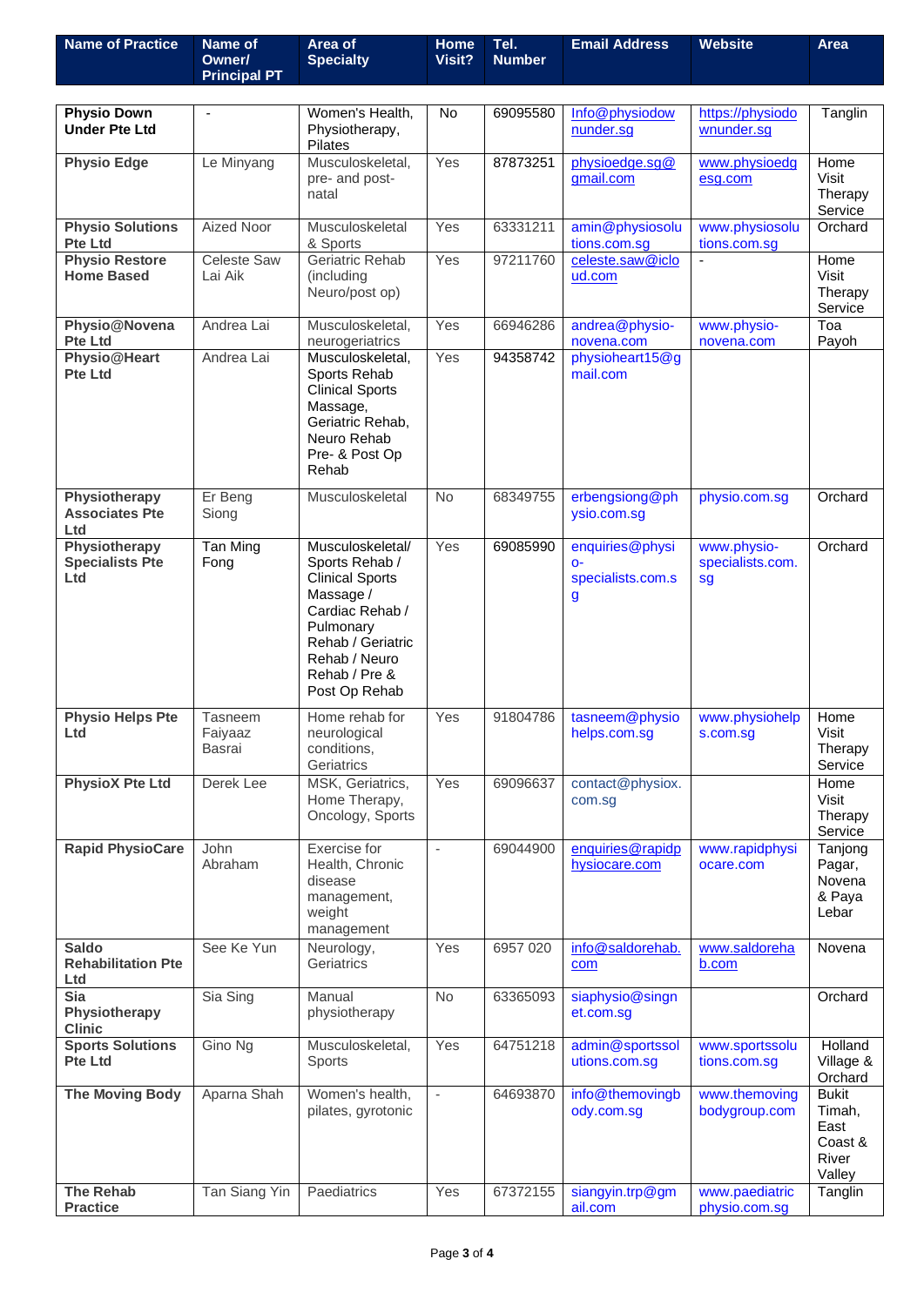| Name of Practice | Name of Owner/ Principal PT | Area of Specialty | Home Visit? | Tel. Number | Email Address | Website | Area |
|---|---|---|---|---|---|---|---|
| **Physio Down Under Pte Ltd** | - | Women's Health, Physiotherapy, Pilates | No | 69095580 | Info@physiodownunder.sg | https://physiodownunder.sg | Tanglin |
| **Physio Edge** | Le Minyang | Musculoskeletal, pre- and post-natal | Yes | 87873251 | physioedge.sg@gmail.com | www.physioedgesg.com | Home Visit Therapy Service |
| **Physio Solutions Pte Ltd** | Aized Noor | Musculoskeletal & Sports | Yes | 63331211 | amin@physiosolutions.com.sg | www.physiosolutions.com.sg | Orchard |
| **Physio Restore Home Based** | Celeste Saw Lai Aik | Geriatric Rehab (including Neuro/post op) | Yes | 97211760 | celeste.saw@icloud.com | - | Home Visit Therapy Service |
| **Physio@Novena Pte Ltd** | Andrea Lai | Musculoskeletal, neurogeriatrics | Yes | 66946286 | andrea@physio-novena.com | www.physio-novena.com | Toa Payoh |
| **Physio@Heart Pte Ltd** | Andrea Lai | Musculoskeletal, Sports Rehab Clinical Sports Massage, Geriatric Rehab, Neuro Rehab Pre- & Post Op Rehab | Yes | 94358742 | physioheart15@gmail.com | | |
| **Physiotherapy Associates Pte Ltd** | Er Beng Siong | Musculoskeletal | No | 68349755 | erbengsiong@physio.com.sg | physio.com.sg | Orchard |
| **Physiotherapy Specialists Pte Ltd** | Tan Ming Fong | Musculoskeletal/ Sports Rehab / Clinical Sports Massage / Cardiac Rehab / Pulmonary Rehab / Geriatric Rehab / Neuro Rehab / Pre & Post Op Rehab | Yes | 69085990 | enquiries@physio-specialists.com.sg | www.physio-specialists.com.sg | Orchard |
| **Physio Helps Pte Ltd** | Tasneem Faiyaaz Basrai | Home rehab for neurological conditions, Geriatrics | Yes | 91804786 | tasneem@physiohelps.com.sg | www.physiohelps.com.sg | Home Visit Therapy Service |
| **PhysioX Pte Ltd** | Derek Lee | MSK, Geriatrics, Home Therapy, Oncology, Sports | Yes | 69096637 | contact@physiox.com.sg | | Home Visit Therapy Service |
| **Rapid PhysioCare** | John Abraham | Exercise for Health, Chronic disease management, weight management | - | 69044900 | enquiries@rapidphysiocare.com | www.rapidphysiocare.com | Tanjong Pagar, Novena & Paya Lebar |
| **Saldo Rehabilitation Pte Ltd** | See Ke Yun | Neurology, Geriatrics | Yes | 6957 020 | info@saldorehab.com | www.saldorehab.com | Novena |
| **Sia Physiotherapy Clinic** | Sia Sing | Manual physiotherapy | No | 63365093 | siaphysio@singnet.com.sg | | Orchard |
| **Sports Solutions Pte Ltd** | Gino Ng | Musculoskeletal, Sports | Yes | 64751218 | admin@sportssolutions.com.sg | www.sportssolutions.com.sg | Holland Village & Orchard |
| **The Moving Body** | Aparna Shah | Women's health, pilates, gyrotonic | - | 64693870 | info@themovingbody.com.sg | www.themovingbodygroup.com | Bukit Timah, East Coast & River Valley |
| **The Rehab Practice** | Tan Siang Yin | Paediatrics | Yes | 67372155 | siangyin.trp@gmail.com | www.paediatricphysio.com.sg | Tanglin |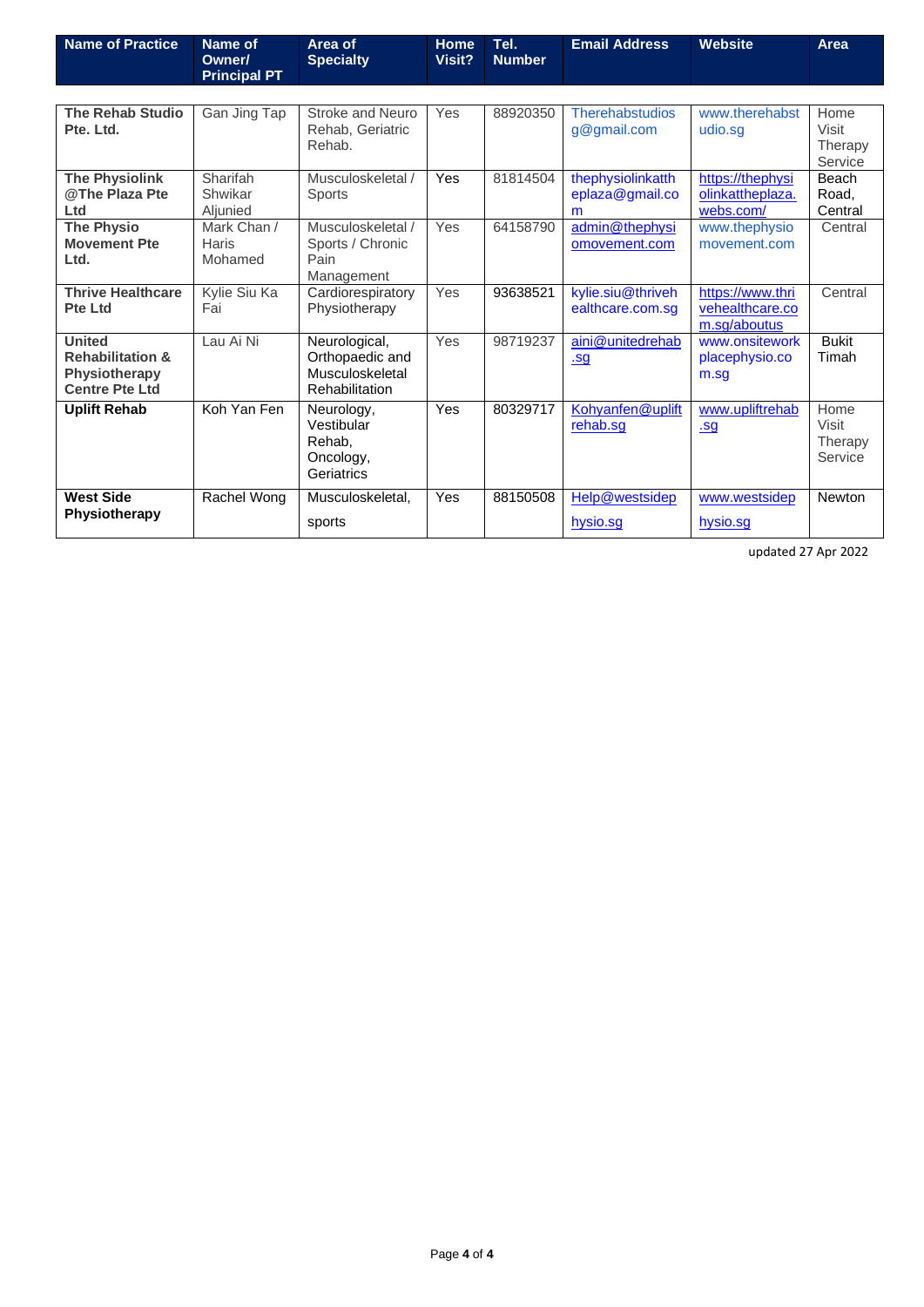| Name of Practice | Name of Owner/ Principal PT | Area of Specialty | Home Visit? | Tel. Number | Email Address | Website | Area |
|---|---|---|---|---|---|---|---|
| **The Rehab Studio Pte. Ltd.** | Gan Jing Tap | Stroke and Neuro Rehab, Geriatric Rehab. | Yes | 88920350 | Therehabstudiosg@gmail.com | www.therehabstudio.sg | Home Visit Therapy Service |
| **The Physiolink @The Plaza Pte Ltd** | Sharifah Shwikar Aljunied | Musculoskeletal / Sports | Yes | 81814504 | thephysiolinkattheplaza@gmail.com | https://thephysiolinkattheplaza.webs.com/ | Beach Road, Central |
| **The Physio Movement Pte Ltd.** | Mark Chan / Haris Mohamed | Musculoskeletal / Sports / Chronic Pain Management | Yes | 64158790 | admin@thephysiomovement.com | www.thephysiomovement.com | Central |
| **Thrive Healthcare Pte Ltd** | Kylie Siu Ka Fai | Cardiorespiratory Physiotherapy | Yes | 93638521 | kylie.siu@thrivehealthcare.com.sg | https://www.thrivehealthcare.com.sg/aboutus | Central |
| **United Rehabilitation & Physiotherapy Centre Pte Ltd** | Lau Ai Ni | Neurological, Orthopaedic and Musculoskeletal Rehabilitation | Yes | 98719237 | aini@unitedrehab.sg | www.onsiteworkplacephysio.com.sg | Bukit Timah |
| **Uplift Rehab** | Koh Yan Fen | Neurology, Vestibular Rehab, Oncology, Geriatrics | Yes | 80329717 | Kohyanfen@upliftrehab.sg | www.upliftrehab.sg | Home Visit Therapy Service |
| **West Side Physiotherapy** | Rachel Wong | Musculoskeletal, sports | Yes | 88150508 | Help@westsidephysio.sg | www.westsidephysio.sg | Newton |

updated 27 Apr 2022